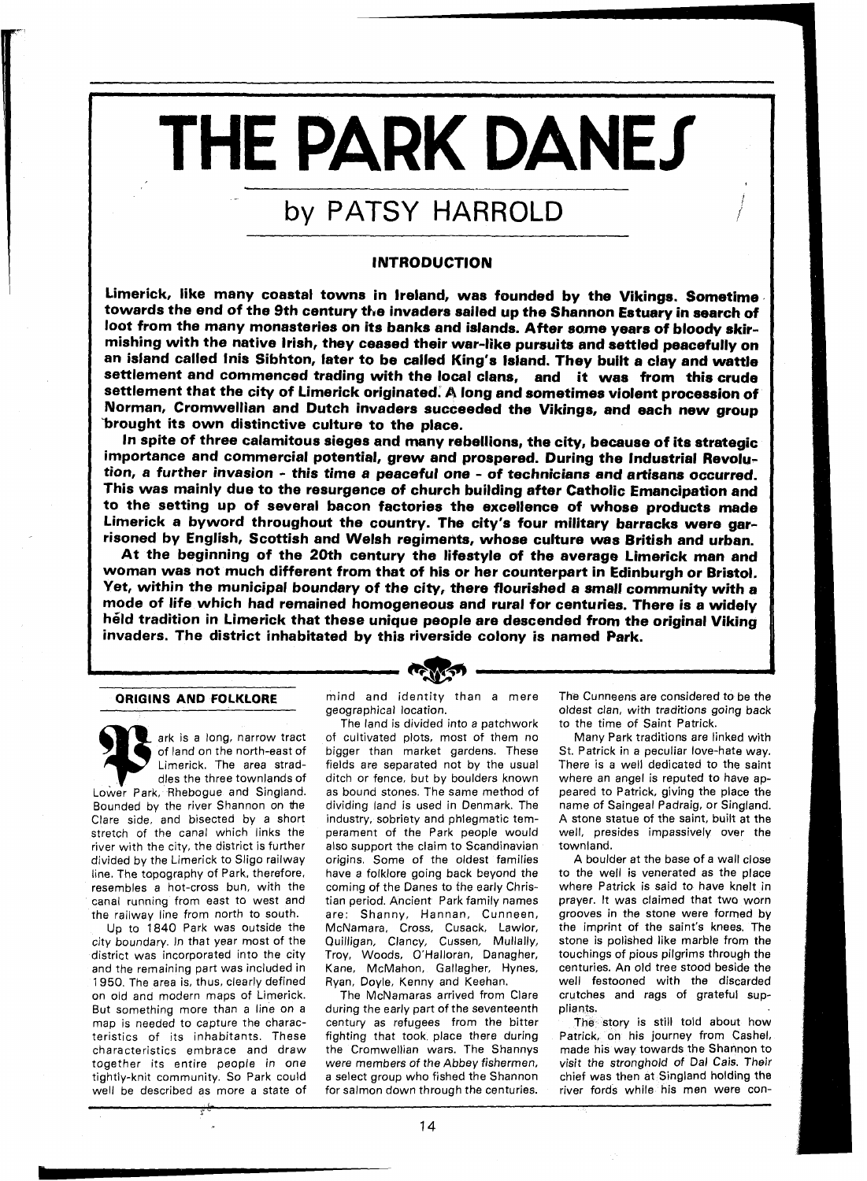# THE PARK DANES

## by PATSY HARROLD

### INTRODUCTION

**Limerick, like many coastal towns in Ireland, was founded by the Vikings. Sometime towards the end of the 9th century the invaders sailed up the Shannon Estuary in search of loot from the many monasteries on its banks and islands. After some years of bloody skirmishing with the native Irish, they ceased their war-like pursuits and settled peacefully on an island called Inis Sibhton, later to be called King's Island. They built a clay and wattle settlement and commenced trading with the local clans, and it was from this crude settlement that the city of Limerick originated. A long and sometimes violent procession of Norman, Cromwellian and Dutch invaders succeeded the Vikings, and each new group brought its own distinctive culture to the place.**

**In spite of three calamitous sieges and many rebellions, the city, because of its strategic importance and commercial potential, grew and prospered. During the Industrial Revolution, a further invasion - this time a peaceful one - of technicians and artisans occurred. This was mainly due to the resurgence of church building after Catholic Emancipation and to the setting up of several bacon factories the excellence of whose products made Limerick a byword throughout the country. The city's four military barracks were garrisoned by English, Scottish and Welsh regiments, whose culture was British and urban.**

**At the beginning of the 20th century the lifestyle of the average Limerick man and woman was not much different from that of his or her counterpart in Edinburgh or Bristol. Yet, within the municipal boundary of the city, there flourished a small community with a mode of life which had remained homogeneous and rural for centuries. There is a widely held tradition in Limerick that these unique people are descended from the original Viking invaders. The district inhabited by this riverside colony is named Park.**

### ORIGINS AND FOLKLORE

Park is a long, narrow tract of land on the north-east of Limerick. The area straddles the three townlands of Lower Park, Rhebogue and Singland. Bounded by the river Shannon on the Clare side, and bisected by a short stretch of the canal which links the river with the city, the district is further divided by the Limerick to Sligo railway line. The topography of Park, therefore, resembles a hot-cross bun, with the canal running from east to west and the railway line from north to south.

Up to 1840 Park was outside the city boundary. In that year most of the district was incorporated into the city and the remaining part was included in 1950. The area is, thus, clearly defined on old and modern maps of Limerick. But something more than a line on a map is needed to capture the characteristics of its inhabitants. These characteristics embrace and draw together its entire people in one tightly-knit community. So Park could well be described as more a state of mind and identity than a mere geographical location.

The land is divided into a patchwork of cultivated plots, most of them no bigger than market gardens. These fields are separated not by the usual ditch or fence, but by boulders known as bound stones. The same method of dividing land is used in Denmark. The industry, sobriety and phlegmatic temperament of the Park people would also support the claim to Scandinavian origins. Some of the oldest families have a folklore going back beyond the coming of the Danes to the early Christian period. Ancient Park family names are: Shanny, Hannan, Cunneen, McNamara, Cross, Cusack, Lawlor, Quilligan, Clancy, Cussen, Mullally, Troy, Woods, O'Halloran, Danagher, Kane, McMahon, Gallagher, Hynes, Ryan, Doyle, Kenny and Keehan.

The McNamaras arrived from Clare during the early part of the seventeenth century as refugees from the bitter fighting that took place there during the Cromwellian wars. The Shannys were members of the Abbey fishermen, a select group who fished the Shannon for salmon down through the centuries. The Cunneens are considered to be the oldest clan, with traditions going back to the time of Saint Patrick.

Many Park traditions are linked with St. Patrick in a peculiar love-hate way. There is a well dedicated to the saint where an angel is reputed to have appeared to Patrick, giving the place the name of Saingeal Padraig, or Singland. A stone statue of the saint, built at the well, presides impassively over the townland.

A boulder at the base of a wall close to the well is venerated as the place where Patrick is said to have knelt in prayer. It was claimed that two worn grooves in the stone were formed by the imprint of the saint's knees. The stone is polished like marble from the touchings of pious pilgrims through the centuries. An old tree stood beside the well festooned with the discarded crutches and rags of grateful suppliants.

The story is still told about how Patrick, on his journey from Cashel, made his way towards the Shannon to visit the stronghold of Dal Cais. Their chief was then at Singland holding the river fords while his men were con-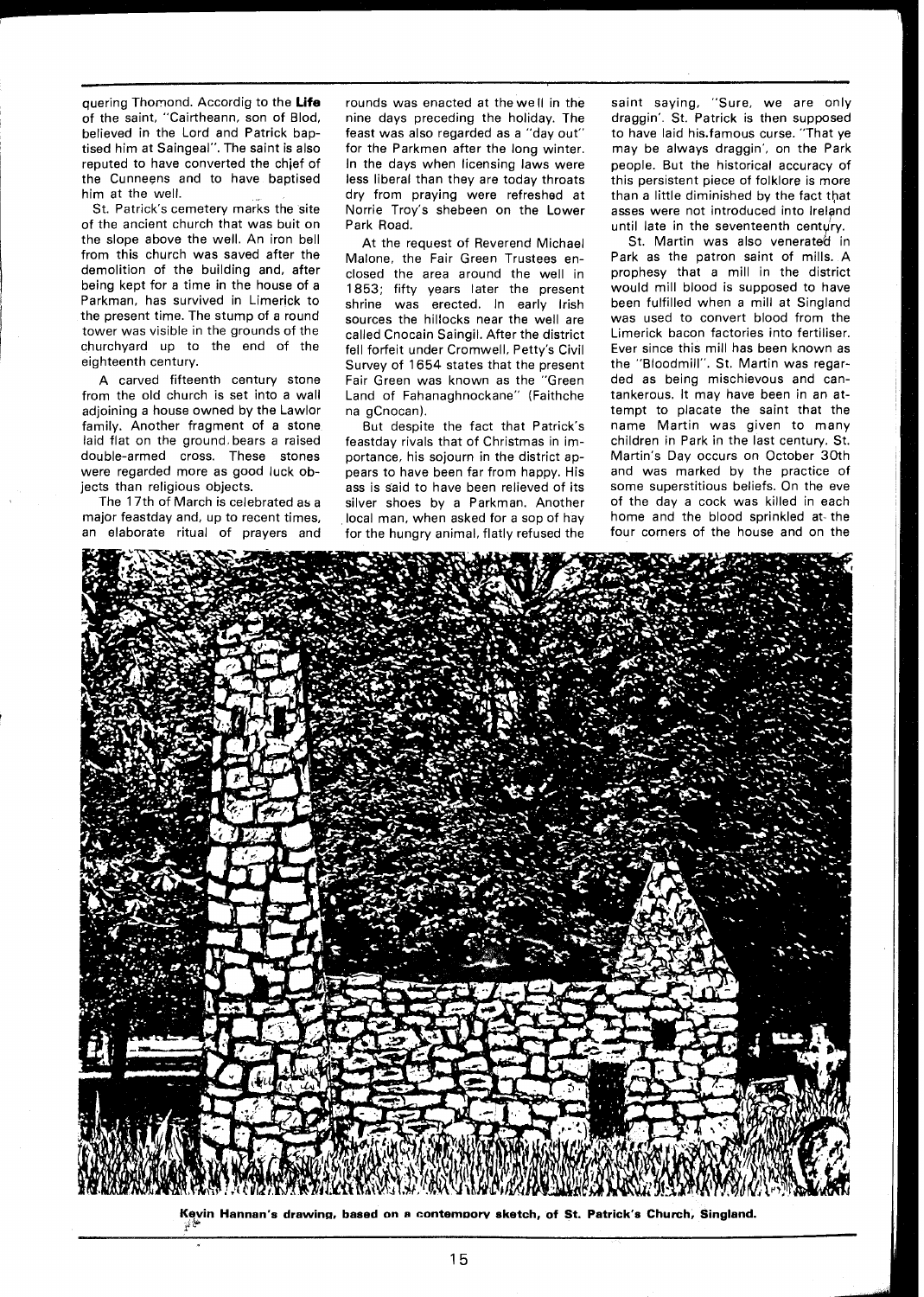quering Thomond. Accordig to the **Life** of the saint, "Cairtheann, son of Blod, believed in the Lord and Patrick baptised him at Saingeal". The saint is also reputed to have converted the chief of the Cunneens and to have baptised him at the well.

St. Patrick's cemetery marks the site of the ancient church that was buit on the slope above the well. An iron bell from this church was saved after the demolition of the building and, after being kept for a time in the house of a Parkman, has survived in Limerick to the present time. The stump of a round tower was visible in the grounds of the churchyard up to the end of the eighteenth century.

A carved fifteenth century stone from the old church is set into a wall adjoining a house owned by the Lawlor family. Another fragment of a stone laid flat on the ground bears a raised double-armed cross. These stones were regarded more as good luck objects than religious objects.

The 17th of March is celebrated as a major feastday and, up to recent times, an elaborate ritual of prayers and rounds was enacted at the well in the nine days preceding the holiday. The feast was also regarded as a "day out" for the Parkmen after the long winter. In the days when licensing laws were less liberal than they are today throats dry from praying were refreshed at Norrie Troy's shebeen on the Lower Park Road.

At the request of Reverend Michael Malone, the Fair Green Trustees enclosed the area around the well in 1853; fifty years later the present shrine was erected. In early Irish sources the hillocks near the well are called Cnocain Saingil. After the district fell forfeit under Cromwell, Petty's Civil Survey of 1654 states that the present Fair Green was known as the "Green Land of Fahanaghnockane" (Faithche na gCnocan).

But despite the fact that Patrick's feastday rivals that of Christmas in importance, his sojourn in the district appears to have been far from happy. His ass is said to have been relieved of its silver shoes by a Parkman. Another local man, when asked for a sop of hay for the hungry animal, flatly refused the saint saying, "Sure, we are only draggin'. St. Patrick is then supposed to have laid his famous curse. "That ye may be always draggin', on the Park people. But the historical accuracy of this persistent piece of folklore is more than a little diminished by the fact that asses were not introduced into Ireland until late in the seventeenth century.

St. Martin was also venerated in Park as the patron saint of mills. A prophesy that a mill in the district would mill blood is supposed to have been fulfilled when a mill at Singland was used to convert blood from the Limerick bacon factories into fertiliser. Ever since this mill has been known as the "Bloodmill". St. Martin was regarded as being mischievous and cantankerous. It may have been in an attempt to placate the saint that the name Martin was given to many children in Park in the last century. St. Martin's Day occurs on October 30th and was marked by the practice of some superstitious beliefs. On the eve of the day a cock was killed in each home and the blood sprinkled at the four corners of the house and on the

Kevin Hannan's drawing, based on a contempory sketch, of St. Patrick's Church, Singland.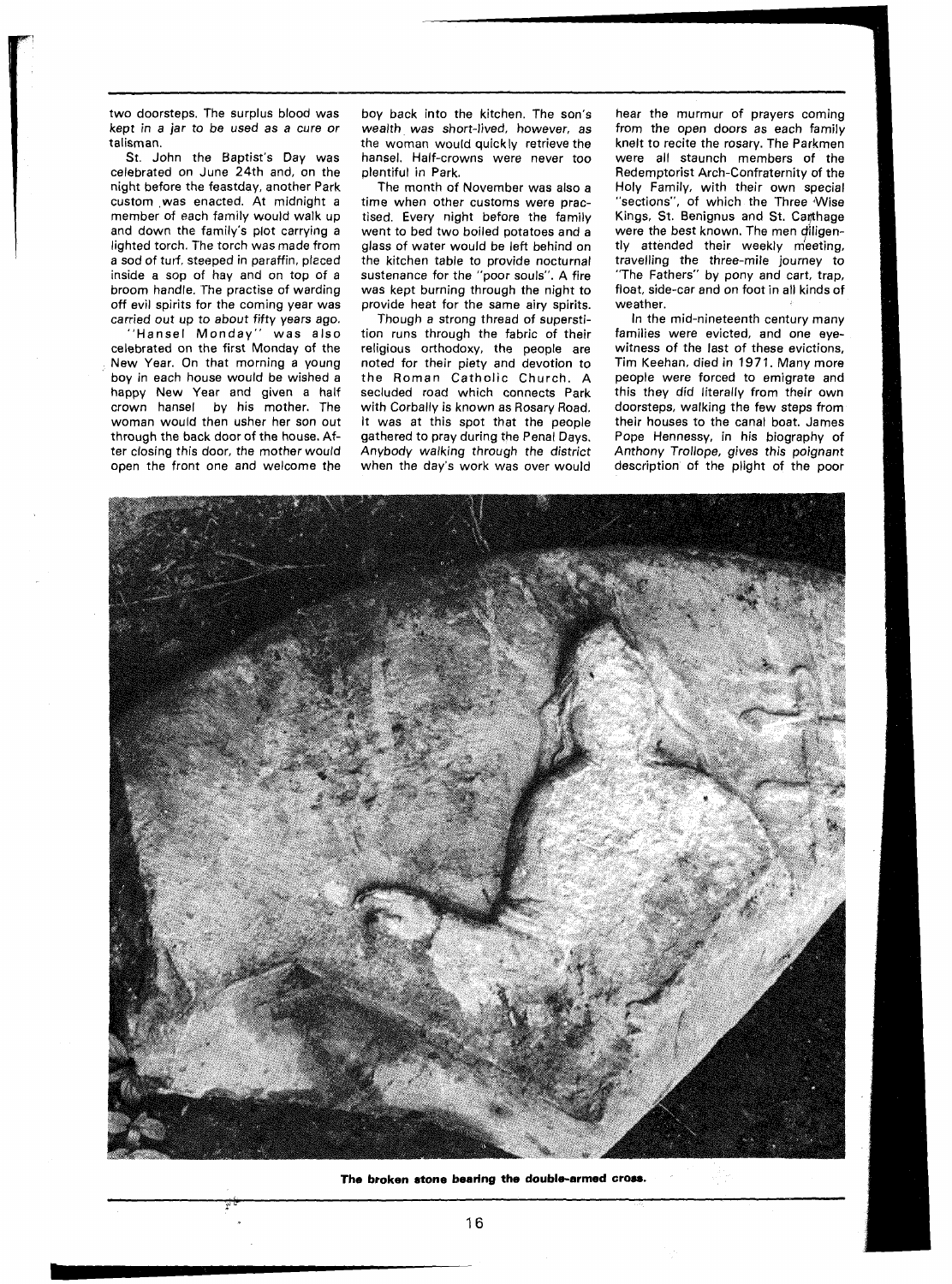two doorsteps. The surplus blood was kept in a jar to be used as a cure or talisman.

St. John the Baptist's Day was celebrated on June 24th and, on the night before the feastday, another Park custom was enacted. At midnight a member of each family would walk up and down the family's plot carrying a lighted torch. The torch was made from a sod of turf, steeped in paraffin, placed inside a sop of hay and on top of a broom handle. The practise of warding off evil spirits for the coming year was carried out up to about fifty years ago.

"Hansel Monday" was also celebrated on the first Monday of the New Year. On that morning a young boy in each house would be wished a happy New Year and given a half crown hansel by his mother. The woman would then usher her son out through the back door of the house. After closing this door, the mother would open the front one and welcome the boy back into the kitchen. The son's wealth was short-lived, however, as the woman would quickly retrieve the hansel. Half-crowns were never too plentiful in Park.

The month of November was also a time when other customs were practised. Every night before the family went to bed two boiled potatoes and a glass of water would be left behind on the kitchen table to provide nocturnal sustenance for the "poor souls". A fire was kept burning through the night to provide heat for the same airy spirits.

Though a strong thread of superstition runs through the fabric of their religious orthodoxy, the people are noted for their piety and devotion to the Roman Catholic Church. A secluded road which connects Park with Corbally is known as Rosary Road. It was at this spot that the people gathered to pray during the Penal Days. Anybody walking through the district when the day's work was over would hear the murmur of prayers coming from the open doors as each family knelt to recite the rosary. The Parkmen were all staunch members of the Redemptorist Arch-Confraternity of the Holy Family, with their own special "sections", of which the Three Wise Kings, St. Benignus and St. Carthage were the best known. The men diligently attended their weekly meeting, travelling the three-mile journey to "The Fathers" by pony and cart, trap, float, side-car and on foot in all kinds of weather.

In the mid-nineteenth century many families were evicted, and one eyewitness of the last of these evictions, Tim Keehan, died in 1971. Many more people were forced to emigrate and this they did literally from their own doorsteps, walking the few steps from their houses to the canal boat. James Pope Hennessy, in his biography of Anthony Trollope, gives this poignant description of the plight of the poor

**The broken stone bearing the double-armed cross.**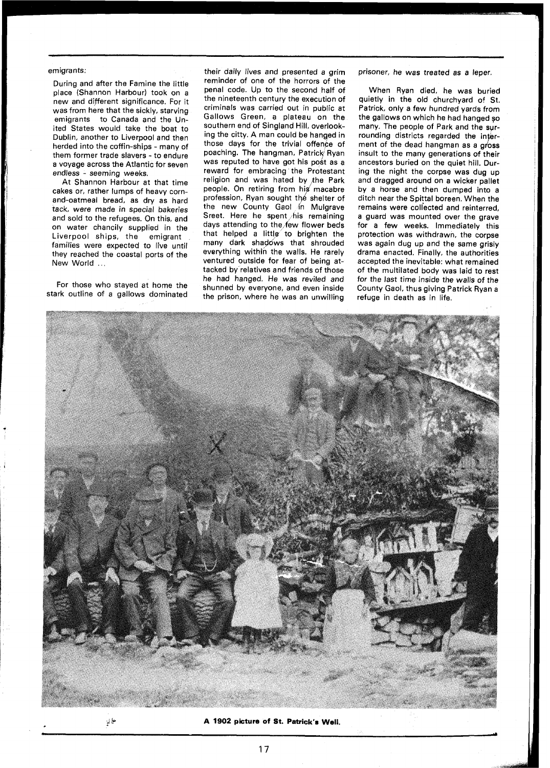emigrants:

During and after the Famine the little place (Shannon Harbour) took on a new and different significance. For it was from here that the sickly, starving emigrants to Canada and the United States would take the boat to Dublin, another to Liverpool and then herded into the coffin-ships - many of them former trade slavers - to endure a voyage across the Atlantic for seven endless - seeming weeks.

At Shannon Harbour at that time cakes or, rather lumps of heavy corn-and-oatmeal bread, as dry as hard tack, were made in special bakeries and sold to the refugees. On this, and on water chancily supplied in the Liverpool ships, the emigrant families were expected to live until they reached the coastal ports of the New World ...

For those who stayed at home the stark outline of a gallows dominated their daily lives and presented a grim reminder of one of the horrors of the penal code. Up to the second half of the nineteenth century the execution of criminals was carried out in public at Gallows Green, a plateau on the southern end of Singland Hill, overlooking the citty. A man could be hanged in those days for the trivial offence of poaching. The hangman, Patrick Ryan was reputed to have got his post as a reward for embracing the Protestant religion and was hated by the Park people. On retiring from his macabre profession, Ryan sought the shelter of the new County Gaol in Mulgrave Sreet. Here he spent his remaining days attending to the few flower beds that helped a little to brighten the many dark shadows that shrouded everything within the walls. He rarely ventured outside for fear of being attacked by relatives and friends of those he had hanged. He was reviled and shunned by everyone, and even inside the prison, where he was an unwilling prisoner, he was treated as a leper.

When Ryan died, he was buried quietly in the old churchyard of St. Patrick, only a few hundred yards from the gallows on which he had hanged so many. The people of Park and the surrounding districts regarded the interment of the dead hangman as a gross insult to the many generations of their ancestors buried on the quiet hill. During the night the corpse was dug up and dragged around on a wicker pallet by a horse and then dumped into a ditch near the Spittal boreen. When the remains were collected and reinterred, a guard was mounted over the grave for a few weeks. Immediately this protection was withdrawn, the corpse was again dug up and the same grisly drama enacted. Finally, the authorities accepted the inevitable: what remained of the multilated body was laid to rest for the last time inside the walls of the County Gaol, thus giving Patrick Ryan a refuge in death as in life.

**A 1902 picture of St. Patrick's Well.**